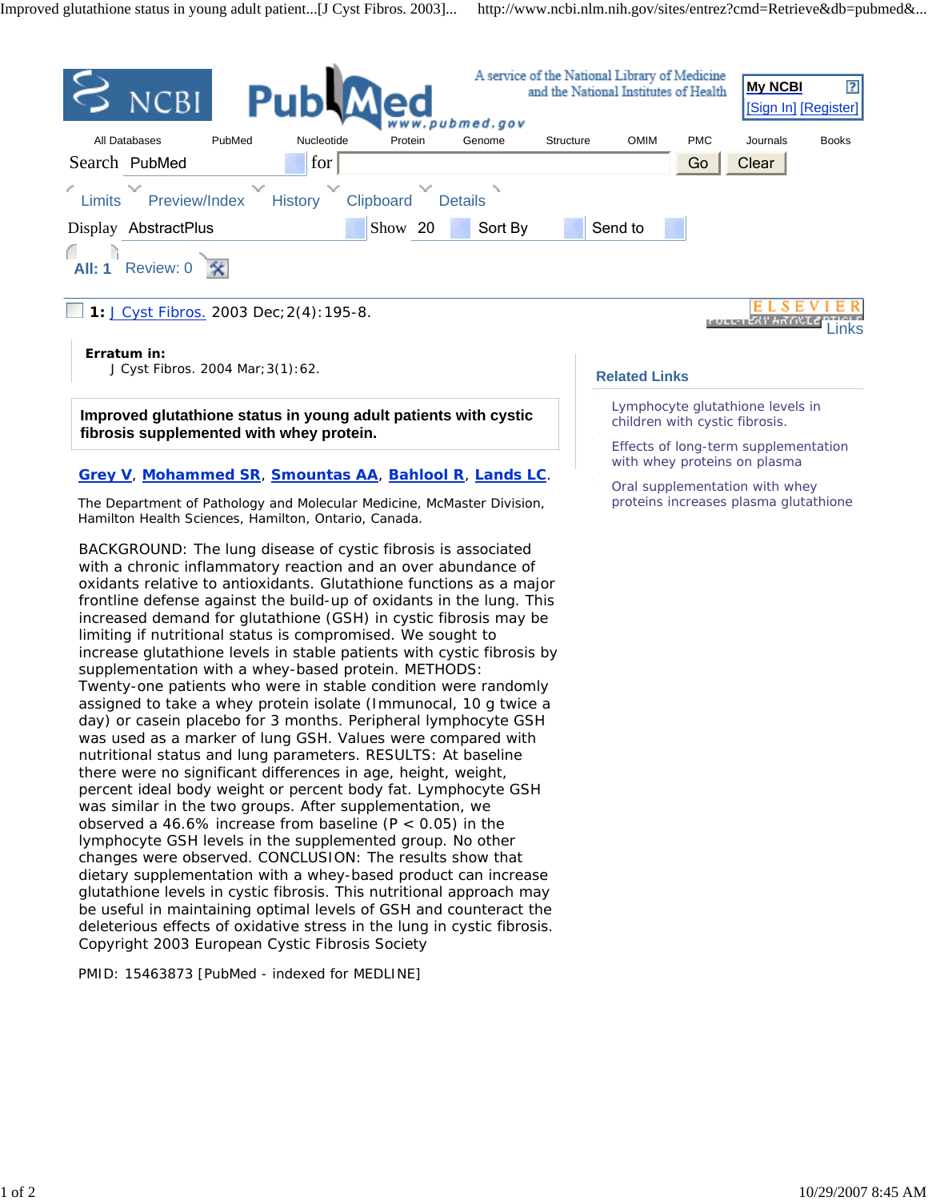1: J Cyst Fibros. 2003 Dec;2(4):195-8.

**Erratum in:**
J Cyst Fibros. 2004 Mar;3(1):62.

## Improved glutathione status in young adult patients with cystic fibrosis supplemented with whey protein.

**Grey V**, **Mohammed SR**, **Smountas AA**, **Bahlool R**, **Lands LC**.

The Department of Pathology and Molecular Medicine, McMaster Division, Hamilton Health Sciences, Hamilton, Ontario, Canada.

BACKGROUND: The lung disease of cystic fibrosis is associated with a chronic inflammatory reaction and an over abundance of oxidants relative to antioxidants. Glutathione functions as a major frontline defense against the build-up of oxidants in the lung. This increased demand for glutathione (GSH) in cystic fibrosis may be limiting if nutritional status is compromised. We sought to increase glutathione levels in stable patients with cystic fibrosis by supplementation with a whey-based protein. METHODS: Twenty-one patients who were in stable condition were randomly assigned to take a whey protein isolate (Immunocal, 10 g twice a day) or casein placebo for 3 months. Peripheral lymphocyte GSH was used as a marker of lung GSH. Values were compared with nutritional status and lung parameters. RESULTS: At baseline there were no significant differences in age, height, weight, percent ideal body weight or percent body fat. Lymphocyte GSH was similar in the two groups. After supplementation, we observed a 46.6% increase from baseline ($P < 0.05$) in the lymphocyte GSH levels in the supplemented group. No other changes were observed. CONCLUSION: The results show that dietary supplementation with a whey-based product can increase glutathione levels in cystic fibrosis. This nutritional approach may be useful in maintaining optimal levels of GSH and counteract the deleterious effects of oxidative stress in the lung in cystic fibrosis. Copyright 2003 European Cystic Fibrosis Society

PMID: 15463873 [PubMed - indexed for MEDLINE]

### Related Links

- Lymphocyte glutathione levels in children with cystic fibrosis.
- Effects of long-term supplementation with whey proteins on plasma
- Oral supplementation with whey proteins increases plasma glutathione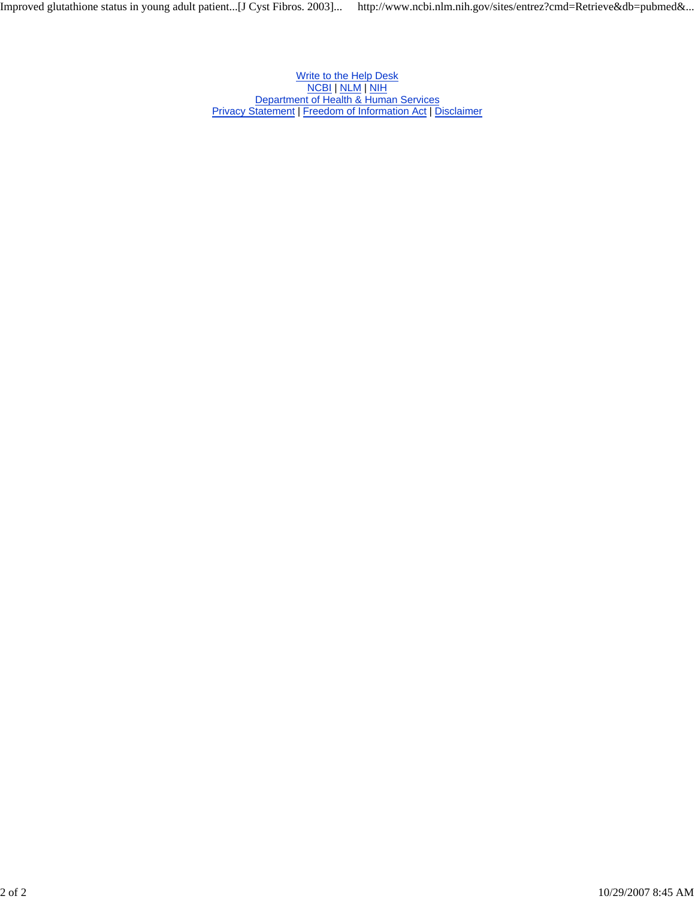Write to the Help Desk
NCBI | NLM | NIH
Department of Health & Human Services
Privacy Statement | Freedom of Information Act | Disclaimer